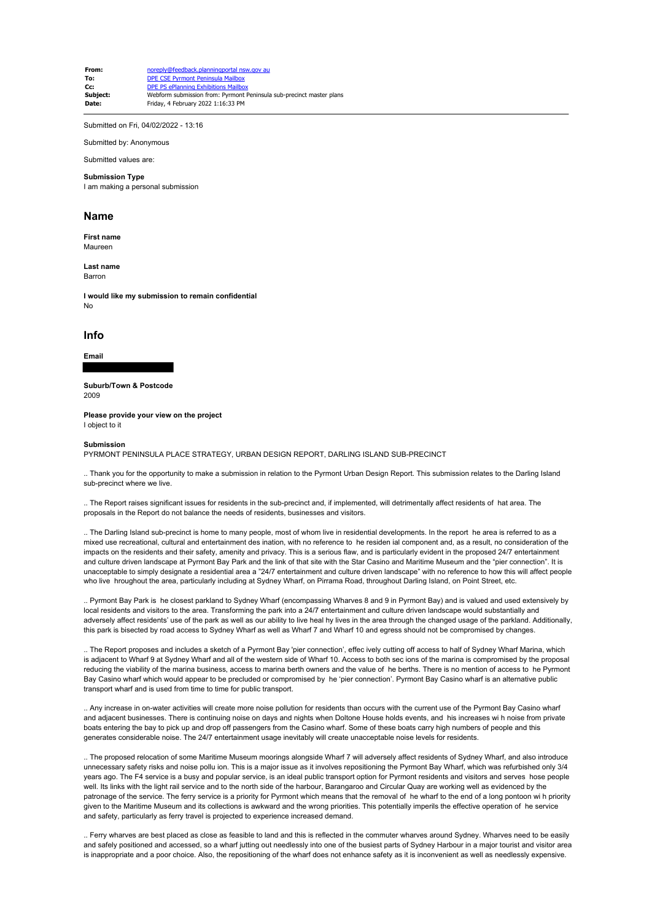| | |
|---|---|
| **From:** | noreply@feedback.planningportal nsw.gov au |
| **To:** | DPE CSE Pyrmont Peninsula Mailbox |
| **Cc:** | DPE PS ePlanning Exhibitions Mailbox |
| **Subject:** | Webform submission from: Pyrmont Peninsula sub-precinct master plans |
| **Date:** | Friday, 4 February 2022 1:16:33 PM |

---

Submitted on Fri, 04/02/2022 - 13:16

Submitted by: Anonymous

Submitted values are:

**Submission Type**
I am making a personal submission

## Name

**First name**
Maureen

**Last name**
Barron

**I would like my submission to remain confidential**
No

## Info

**Email**

**Suburb/Town & Postcode**
2009

**Please provide your view on the project**
I object to it

**Submission**
PYRMONT PENINSULA PLACE STRATEGY, URBAN DESIGN REPORT, DARLING ISLAND SUB-PRECINCT

.. Thank you for the opportunity to make a submission in relation to the Pyrmont Urban Design Report. This submission relates to the Darling Island sub-precinct where we live.

.. The Report raises significant issues for residents in the sub-precinct and, if implemented, will detrimentally affect residents of hat area. The proposals in the Report do not balance the needs of residents, businesses and visitors.

.. The Darling Island sub-precinct is home to many people, most of whom live in residential developments. In the report he area is referred to as a mixed use recreational, cultural and entertainment des ination, with no reference to he residen ial component and, as a result, no consideration of the impacts on the residents and their safety, amenity and privacy. This is a serious flaw, and is particularly evident in the proposed 24/7 entertainment and culture driven landscape at Pyrmont Bay Park and the link of that site with the Star Casino and Maritime Museum and the "pier connection". It is unacceptable to simply designate a residential area a "24/7 entertainment and culture driven landscape" with no reference to how this will affect people who live hroughout the area, particularly including at Sydney Wharf, on Pirrama Road, throughout Darling Island, on Point Street, etc.

.. Pyrmont Bay Park is he closest parkland to Sydney Wharf (encompassing Wharves 8 and 9 in Pyrmont Bay) and is valued and used extensively by local residents and visitors to the area. Transforming the park into a 24/7 entertainment and culture driven landscape would substantially and adversely affect residents' use of the park as well as our ability to live heal hy lives in the area through the changed usage of the parkland. Additionally, this park is bisected by road access to Sydney Wharf as well as Wharf 7 and Wharf 10 and egress should not be compromised by changes.

.. The Report proposes and includes a sketch of a Pyrmont Bay 'pier connection', effec ively cutting off access to half of Sydney Wharf Marina, which is adjacent to Wharf 9 at Sydney Wharf and all of the western side of Wharf 10. Access to both sec ions of the marina is compromised by the proposal reducing the viability of the marina business, access to marina berth owners and the value of he berths. There is no mention of access to he Pyrmont Bay Casino wharf which would appear to be precluded or compromised by he 'pier connection'. Pyrmont Bay Casino wharf is an alternative public transport wharf and is used from time to time for public transport.

.. Any increase in on-water activities will create more noise pollution for residents than occurs with the current use of the Pyrmont Bay Casino wharf and adjacent businesses. There is continuing noise on days and nights when Doltone House holds events, and his increases wi h noise from private boats entering the bay to pick up and drop off passengers from the Casino wharf. Some of these boats carry high numbers of people and this generates considerable noise. The 24/7 entertainment usage inevitably will create unacceptable noise levels for residents.

.. The proposed relocation of some Maritime Museum moorings alongside Wharf 7 will adversely affect residents of Sydney Wharf, and also introduce unnecessary safety risks and noise pollu ion. This is a major issue as it involves repositioning the Pyrmont Bay Wharf, which was refurbished only 3/4 years ago. The F4 service is a busy and popular service, is an ideal public transport option for Pyrmont residents and visitors and serves hose people well. Its links with the light rail service and to the north side of the harbour, Barangaroo and Circular Quay are working well as evidenced by the patronage of the service. The ferry service is a priority for Pyrmont which means that the removal of he wharf to the end of a long pontoon wi h priority given to the Maritime Museum and its collections is awkward and the wrong priorities. This potentially imperils the effective operation of he service and safety, particularly as ferry travel is projected to experience increased demand.

.. Ferry wharves are best placed as close as feasible to land and this is reflected in the commuter wharves around Sydney. Wharves need to be easily and safely positioned and accessed, so a wharf jutting out needlessly into one of the busiest parts of Sydney Harbour in a major tourist and visitor area is inappropriate and a poor choice. Also, the repositioning of the wharf does not enhance safety as it is inconvenient as well as needlessly expensive.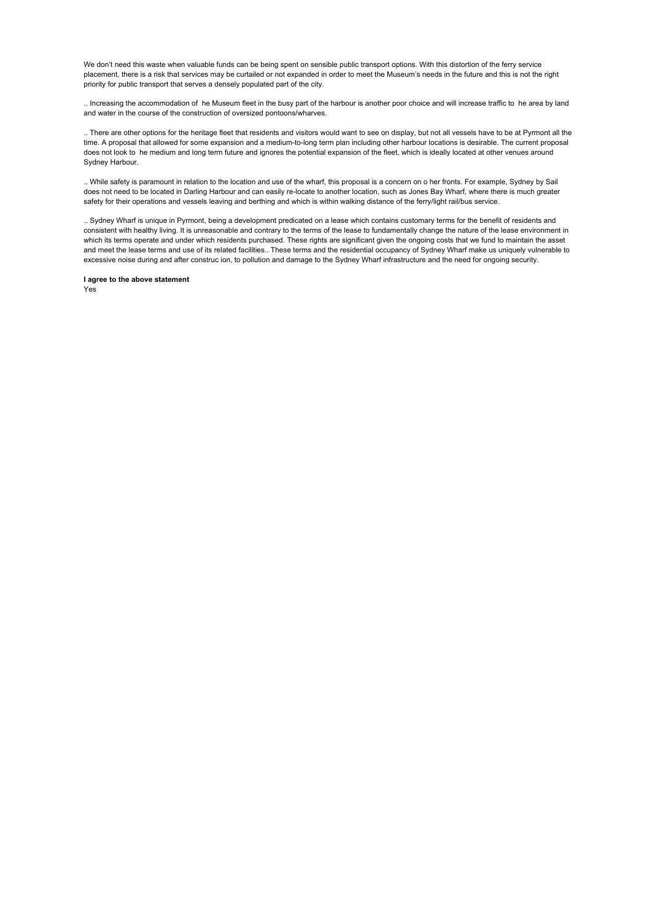We don't need this waste when valuable funds can be being spent on sensible public transport options. With this distortion of the ferry service placement, there is a risk that services may be curtailed or not expanded in order to meet the Museum's needs in the future and this is not the right priority for public transport that serves a densely populated part of the city.

.. Increasing the accommodation of he Museum fleet in the busy part of the harbour is another poor choice and will increase traffic to he area by land and water in the course of the construction of oversized pontoons/wharves.

.. There are other options for the heritage fleet that residents and visitors would want to see on display, but not all vessels have to be at Pyrmont all the time. A proposal that allowed for some expansion and a medium-to-long term plan including other harbour locations is desirable. The current proposal does not look to he medium and long term future and ignores the potential expansion of the fleet, which is ideally located at other venues around Sydney Harbour.

.. While safety is paramount in relation to the location and use of the wharf, this proposal is a concern on o her fronts. For example, Sydney by Sail does not need to be located in Darling Harbour and can easily re-locate to another location, such as Jones Bay Wharf, where there is much greater safety for their operations and vessels leaving and berthing and which is within walking distance of the ferry/light rail/bus service.

.. Sydney Wharf is unique in Pyrmont, being a development predicated on a lease which contains customary terms for the benefit of residents and consistent with healthy living. It is unreasonable and contrary to the terms of the lease to fundamentally change the nature of the lease environment in which its terms operate and under which residents purchased. These rights are significant given the ongoing costs that we fund to maintain the asset and meet the lease terms and use of its related facilities.. These terms and the residential occupancy of Sydney Wharf make us uniquely vulnerable to excessive noise during and after construc ion, to pollution and damage to the Sydney Wharf infrastructure and the need for ongoing security.

**I agree to the above statement**
Yes